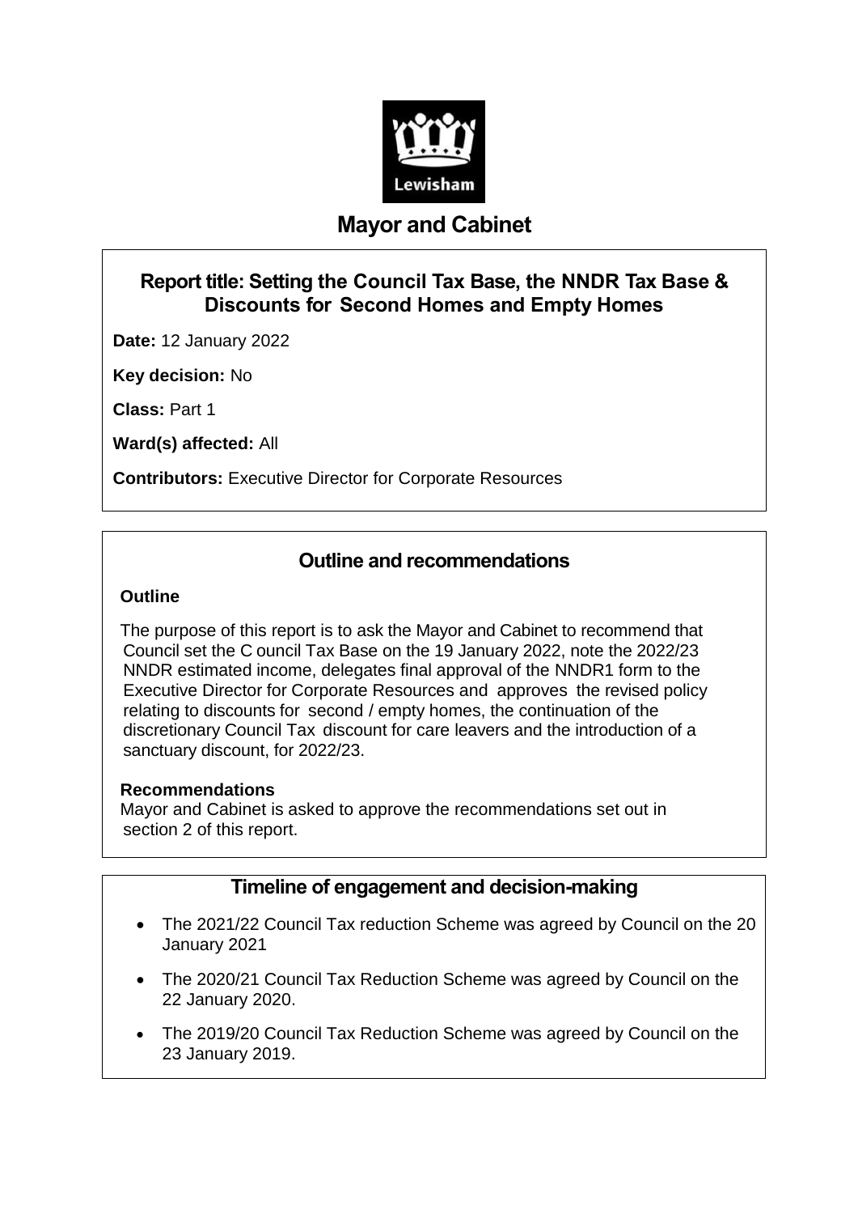Lewisham

# Mayor and Cabinet

## Report title: Setting the Council Tax Base, the NNDR Tax Base & Discounts for Second Homes and Empty Homes

**Date:** 12 January 2022

**Key decision:** No

**Class:** Part 1

**Ward(s) affected:** All

**Contributors:** Executive Director for Corporate Resources

## Outline and recommendations

**Outline**

The purpose of this report is to ask the Mayor and Cabinet to recommend that Council set the C ouncil Tax Base on the 19 January 2022, note the 2022/23 NNDR estimated income, delegates final approval of the NNDR1 form to the Executive Director for Corporate Resources and approves the revised policy relating to discounts for second / empty homes, the continuation of the discretionary Council Tax discount for care leavers and the introduction of a sanctuary discount, for 2022/23.

**Recommendations**

Mayor and Cabinet is asked to approve the recommendations set out in section 2 of this report.

## Timeline of engagement and decision-making

- The 2021/22 Council Tax reduction Scheme was agreed by Council on the 20 January 2021
- The 2020/21 Council Tax Reduction Scheme was agreed by Council on the 22 January 2020.
- The 2019/20 Council Tax Reduction Scheme was agreed by Council on the 23 January 2019.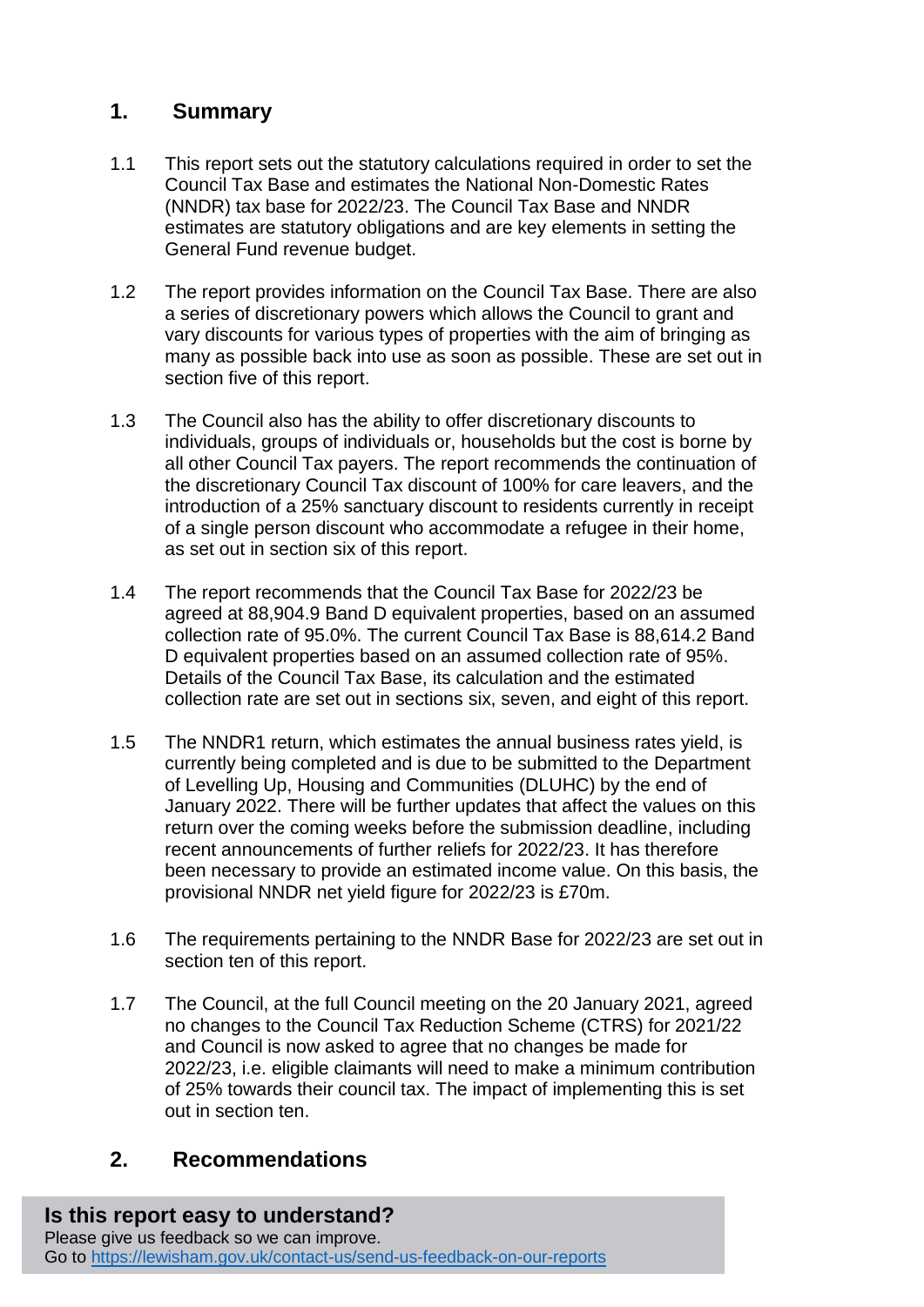## 1. Summary

1.1 This report sets out the statutory calculations required in order to set the Council Tax Base and estimates the National Non-Domestic Rates (NNDR) tax base for 2022/23. The Council Tax Base and NNDR estimates are statutory obligations and are key elements in setting the General Fund revenue budget.

1.2 The report provides information on the Council Tax Base. There are also a series of discretionary powers which allows the Council to grant and vary discounts for various types of properties with the aim of bringing as many as possible back into use as soon as possible. These are set out in section five of this report.

1.3 The Council also has the ability to offer discretionary discounts to individuals, groups of individuals or, households but the cost is borne by all other Council Tax payers. The report recommends the continuation of the discretionary Council Tax discount of 100% for care leavers, and the introduction of a 25% sanctuary discount to residents currently in receipt of a single person discount who accommodate a refugee in their home, as set out in section six of this report.

1.4 The report recommends that the Council Tax Base for 2022/23 be agreed at 88,904.9 Band D equivalent properties, based on an assumed collection rate of 95.0%. The current Council Tax Base is 88,614.2 Band D equivalent properties based on an assumed collection rate of 95%. Details of the Council Tax Base, its calculation and the estimated collection rate are set out in sections six, seven, and eight of this report.

1.5 The NNDR1 return, which estimates the annual business rates yield, is currently being completed and is due to be submitted to the Department of Levelling Up, Housing and Communities (DLUHC) by the end of January 2022. There will be further updates that affect the values on this return over the coming weeks before the submission deadline, including recent announcements of further reliefs for 2022/23. It has therefore been necessary to provide an estimated income value. On this basis, the provisional NNDR net yield figure for 2022/23 is £70m.

1.6 The requirements pertaining to the NNDR Base for 2022/23 are set out in section ten of this report.

1.7 The Council, at the full Council meeting on the 20 January 2021, agreed no changes to the Council Tax Reduction Scheme (CTRS) for 2021/22 and Council is now asked to agree that no changes be made for 2022/23, i.e. eligible claimants will need to make a minimum contribution of 25% towards their council tax. The impact of implementing this is set out in section ten.

## 2. Recommendations

**Is this report easy to understand?**
Please give us feedback so we can improve.
Go to https://lewisham.gov.uk/contact-us/send-us-feedback-on-our-reports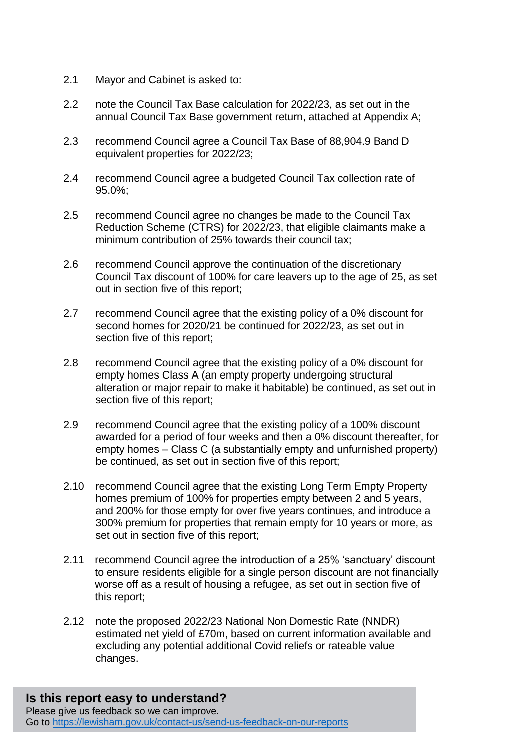2.1 Mayor and Cabinet is asked to:

2.2 note the Council Tax Base calculation for 2022/23, as set out in the annual Council Tax Base government return, attached at Appendix A;

2.3 recommend Council agree a Council Tax Base of 88,904.9 Band D equivalent properties for 2022/23;

2.4 recommend Council agree a budgeted Council Tax collection rate of 95.0%;

2.5 recommend Council agree no changes be made to the Council Tax Reduction Scheme (CTRS) for 2022/23, that eligible claimants make a minimum contribution of 25% towards their council tax;

2.6 recommend Council approve the continuation of the discretionary Council Tax discount of 100% for care leavers up to the age of 25, as set out in section five of this report;

2.7 recommend Council agree that the existing policy of a 0% discount for second homes for 2020/21 be continued for 2022/23, as set out in section five of this report;

2.8 recommend Council agree that the existing policy of a 0% discount for empty homes Class A (an empty property undergoing structural alteration or major repair to make it habitable) be continued, as set out in section five of this report;

2.9 recommend Council agree that the existing policy of a 100% discount awarded for a period of four weeks and then a 0% discount thereafter, for empty homes – Class C (a substantially empty and unfurnished property) be continued, as set out in section five of this report;

2.10 recommend Council agree that the existing Long Term Empty Property homes premium of 100% for properties empty between 2 and 5 years, and 200% for those empty for over five years continues, and introduce a 300% premium for properties that remain empty for 10 years or more, as set out in section five of this report;

2.11 recommend Council agree the introduction of a 25% 'sanctuary' discount to ensure residents eligible for a single person discount are not financially worse off as a result of housing a refugee, as set out in section five of this report;

2.12 note the proposed 2022/23 National Non Domestic Rate (NNDR) estimated net yield of £70m, based on current information available and excluding any potential additional Covid reliefs or rateable value changes.

**Is this report easy to understand?**
Please give us feedback so we can improve.
Go to https://lewisham.gov.uk/contact-us/send-us-feedback-on-our-reports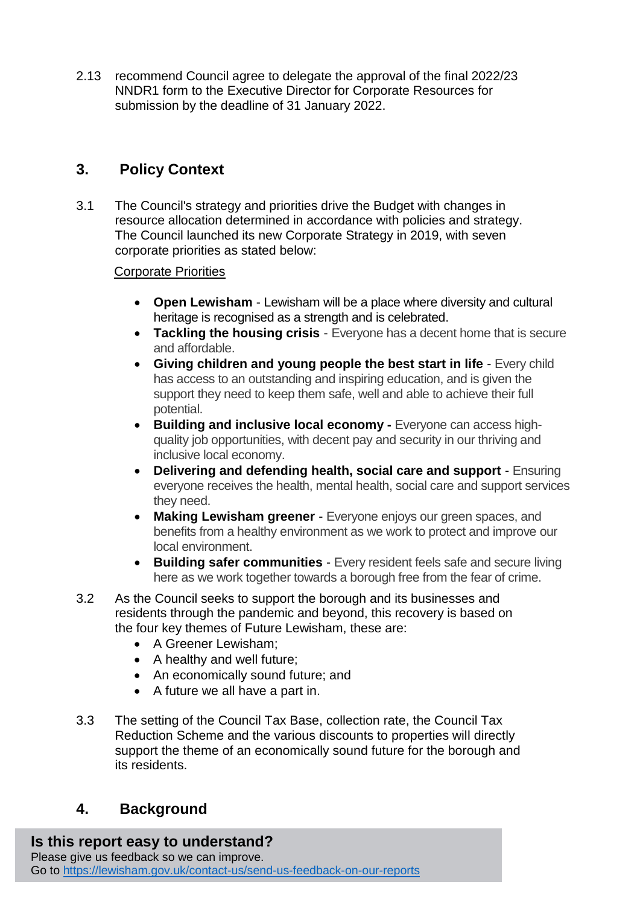2.13 recommend Council agree to delegate the approval of the final 2022/23 NNDR1 form to the Executive Director for Corporate Resources for submission by the deadline of 31 January 2022.

## 3. Policy Context

3.1 The Council's strategy and priorities drive the Budget with changes in resource allocation determined in accordance with policies and strategy. The Council launched its new Corporate Strategy in 2019, with seven corporate priorities as stated below:

Corporate Priorities

- **Open Lewisham** - Lewisham will be a place where diversity and cultural heritage is recognised as a strength and is celebrated.
- **Tackling the housing crisis** - Everyone has a decent home that is secure and affordable.
- **Giving children and young people the best start in life** - Every child has access to an outstanding and inspiring education, and is given the support they need to keep them safe, well and able to achieve their full potential.
- **Building and inclusive local economy -** Everyone can access high-quality job opportunities, with decent pay and security in our thriving and inclusive local economy.
- **Delivering and defending health, social care and support** - Ensuring everyone receives the health, mental health, social care and support services they need.
- **Making Lewisham greener** - Everyone enjoys our green spaces, and benefits from a healthy environment as we work to protect and improve our local environment.
- **Building safer communities** - Every resident feels safe and secure living here as we work together towards a borough free from the fear of crime.

3.2 As the Council seeks to support the borough and its businesses and residents through the pandemic and beyond, this recovery is based on the four key themes of Future Lewisham, these are:

- A Greener Lewisham;
- A healthy and well future;
- An economically sound future; and
- A future we all have a part in.

3.3 The setting of the Council Tax Base, collection rate, the Council Tax Reduction Scheme and the various discounts to properties will directly support the theme of an economically sound future for the borough and its residents.

## 4. Background

**Is this report easy to understand?**
Please give us feedback so we can improve.
Go to https://lewisham.gov.uk/contact-us/send-us-feedback-on-our-reports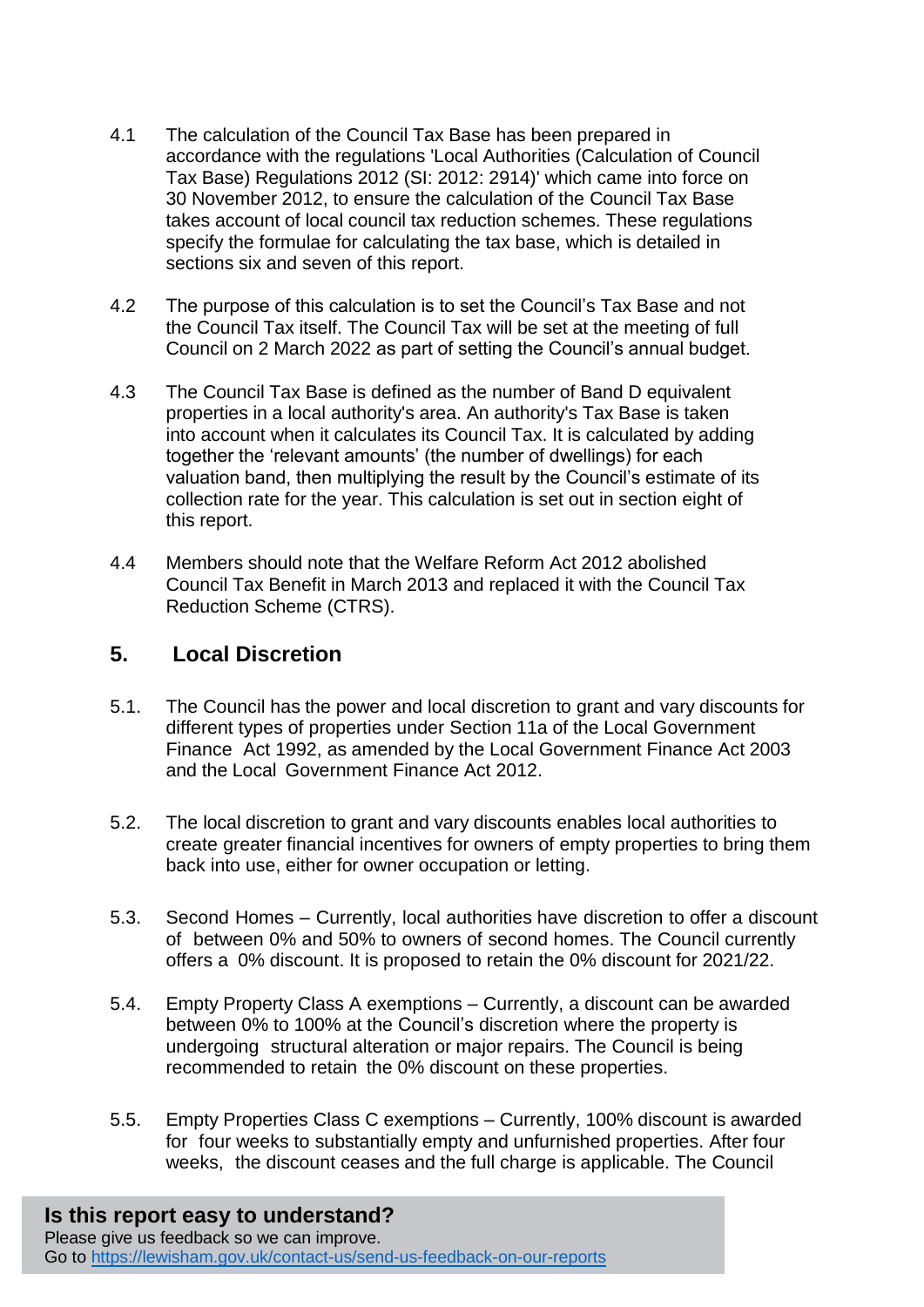4.1 The calculation of the Council Tax Base has been prepared in accordance with the regulations 'Local Authorities (Calculation of Council Tax Base) Regulations 2012 (SI: 2012: 2914)' which came into force on 30 November 2012, to ensure the calculation of the Council Tax Base takes account of local council tax reduction schemes. These regulations specify the formulae for calculating the tax base, which is detailed in sections six and seven of this report.

4.2 The purpose of this calculation is to set the Council's Tax Base and not the Council Tax itself. The Council Tax will be set at the meeting of full Council on 2 March 2022 as part of setting the Council's annual budget.

4.3 The Council Tax Base is defined as the number of Band D equivalent properties in a local authority's area. An authority's Tax Base is taken into account when it calculates its Council Tax. It is calculated by adding together the 'relevant amounts' (the number of dwellings) for each valuation band, then multiplying the result by the Council's estimate of its collection rate for the year. This calculation is set out in section eight of this report.

4.4 Members should note that the Welfare Reform Act 2012 abolished Council Tax Benefit in March 2013 and replaced it with the Council Tax Reduction Scheme (CTRS).

## 5. Local Discretion

5.1. The Council has the power and local discretion to grant and vary discounts for different types of properties under Section 11a of the Local Government Finance Act 1992, as amended by the Local Government Finance Act 2003 and the Local Government Finance Act 2012.

5.2. The local discretion to grant and vary discounts enables local authorities to create greater financial incentives for owners of empty properties to bring them back into use, either for owner occupation or letting.

5.3. Second Homes – Currently, local authorities have discretion to offer a discount of between 0% and 50% to owners of second homes. The Council currently offers a 0% discount. It is proposed to retain the 0% discount for 2021/22.

5.4. Empty Property Class A exemptions – Currently, a discount can be awarded between 0% to 100% at the Council's discretion where the property is undergoing structural alteration or major repairs. The Council is being recommended to retain the 0% discount on these properties.

5.5. Empty Properties Class C exemptions – Currently, 100% discount is awarded for four weeks to substantially empty and unfurnished properties. After four weeks, the discount ceases and the full charge is applicable. The Council

**Is this report easy to understand?**
Please give us feedback so we can improve.
Go to https://lewisham.gov.uk/contact-us/send-us-feedback-on-our-reports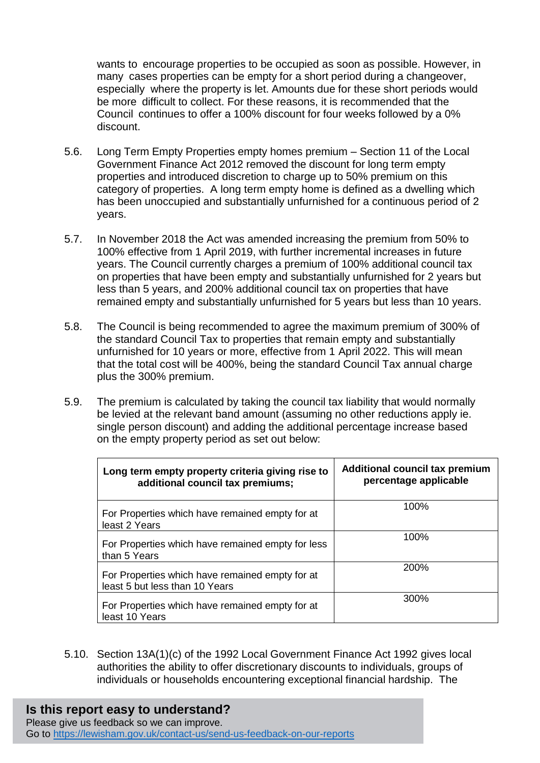wants to encourage properties to be occupied as soon as possible. However, in many cases properties can be empty for a short period during a changeover, especially where the property is let. Amounts due for these short periods would be more difficult to collect. For these reasons, it is recommended that the Council continues to offer a 100% discount for four weeks followed by a 0% discount.

5.6. Long Term Empty Properties empty homes premium – Section 11 of the Local Government Finance Act 2012 removed the discount for long term empty properties and introduced discretion to charge up to 50% premium on this category of properties. A long term empty home is defined as a dwelling which has been unoccupied and substantially unfurnished for a continuous period of 2 years.

5.7. In November 2018 the Act was amended increasing the premium from 50% to 100% effective from 1 April 2019, with further incremental increases in future years. The Council currently charges a premium of 100% additional council tax on properties that have been empty and substantially unfurnished for 2 years but less than 5 years, and 200% additional council tax on properties that have remained empty and substantially unfurnished for 5 years but less than 10 years.

5.8. The Council is being recommended to agree the maximum premium of 300% of the standard Council Tax to properties that remain empty and substantially unfurnished for 10 years or more, effective from 1 April 2022. This will mean that the total cost will be 400%, being the standard Council Tax annual charge plus the 300% premium.

5.9. The premium is calculated by taking the council tax liability that would normally be levied at the relevant band amount (assuming no other reductions apply ie. single person discount) and adding the additional percentage increase based on the empty property period as set out below:

| Long term empty property criteria giving rise to additional council tax premiums; | Additional council tax premium percentage applicable |
|---|---|
| For Properties which have remained empty for at least 2 Years | 100% |
| For Properties which have remained empty for less than 5 Years | 100% |
| For Properties which have remained empty for at least 5 but less than 10 Years | 200% |
| For Properties which have remained empty for at least 10 Years | 300% |

5.10. Section 13A(1)(c) of the 1992 Local Government Finance Act 1992 gives local authorities the ability to offer discretionary discounts to individuals, groups of individuals or households encountering exceptional financial hardship. The

**Is this report easy to understand?**
Please give us feedback so we can improve.
Go to https://lewisham.gov.uk/contact-us/send-us-feedback-on-our-reports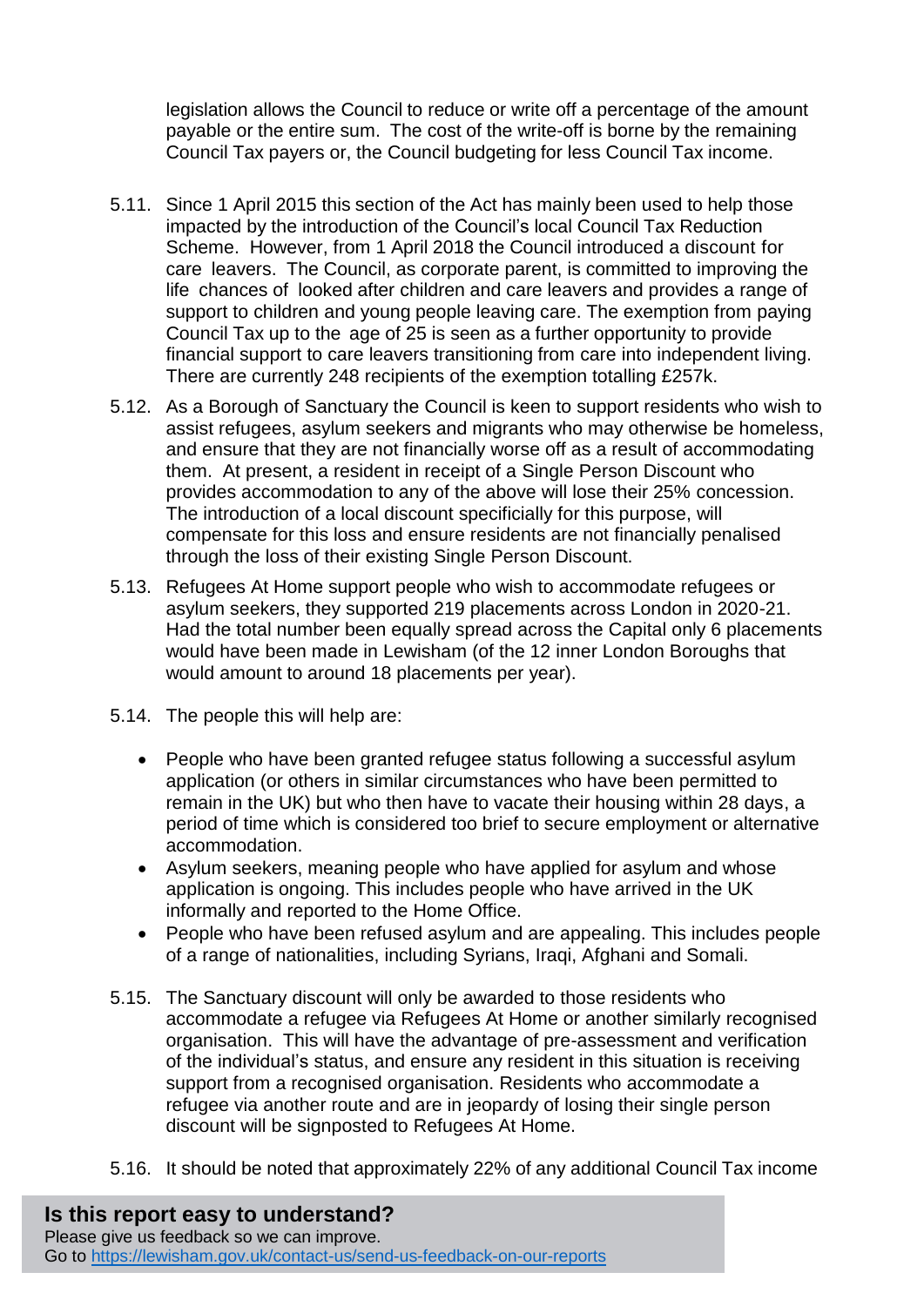legislation allows the Council to reduce or write off a percentage of the amount payable or the entire sum. The cost of the write-off is borne by the remaining Council Tax payers or, the Council budgeting for less Council Tax income.

5.11. Since 1 April 2015 this section of the Act has mainly been used to help those impacted by the introduction of the Council's local Council Tax Reduction Scheme. However, from 1 April 2018 the Council introduced a discount for care leavers. The Council, as corporate parent, is committed to improving the life chances of looked after children and care leavers and provides a range of support to children and young people leaving care. The exemption from paying Council Tax up to the age of 25 is seen as a further opportunity to provide financial support to care leavers transitioning from care into independent living. There are currently 248 recipients of the exemption totalling £257k.

5.12. As a Borough of Sanctuary the Council is keen to support residents who wish to assist refugees, asylum seekers and migrants who may otherwise be homeless, and ensure that they are not financially worse off as a result of accommodating them. At present, a resident in receipt of a Single Person Discount who provides accommodation to any of the above will lose their 25% concession. The introduction of a local discount specificially for this purpose, will compensate for this loss and ensure residents are not financially penalised through the loss of their existing Single Person Discount.

5.13. Refugees At Home support people who wish to accommodate refugees or asylum seekers, they supported 219 placements across London in 2020-21. Had the total number been equally spread across the Capital only 6 placements would have been made in Lewisham (of the 12 inner London Boroughs that would amount to around 18 placements per year).

5.14. The people this will help are:

- People who have been granted refugee status following a successful asylum application (or others in similar circumstances who have been permitted to remain in the UK) but who then have to vacate their housing within 28 days, a period of time which is considered too brief to secure employment or alternative accommodation.
- Asylum seekers, meaning people who have applied for asylum and whose application is ongoing. This includes people who have arrived in the UK informally and reported to the Home Office.
- People who have been refused asylum and are appealing. This includes people of a range of nationalities, including Syrians, Iraqi, Afghani and Somali.

5.15. The Sanctuary discount will only be awarded to those residents who accommodate a refugee via Refugees At Home or another similarly recognised organisation. This will have the advantage of pre-assessment and verification of the individual's status, and ensure any resident in this situation is receiving support from a recognised organisation. Residents who accommodate a refugee via another route and are in jeopardy of losing their single person discount will be signposted to Refugees At Home.

5.16. It should be noted that approximately 22% of any additional Council Tax income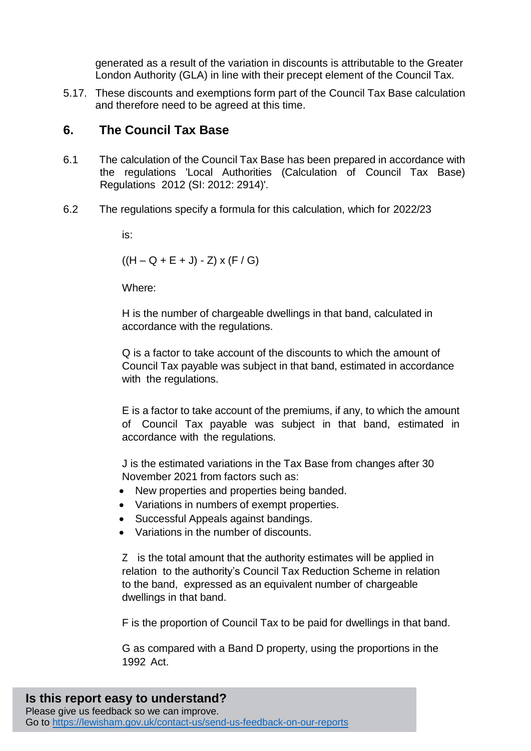generated as a result of the variation in discounts is attributable to the Greater London Authority (GLA) in line with their precept element of the Council Tax.

5.17. These discounts and exemptions form part of the Council Tax Base calculation and therefore need to be agreed at this time.

## 6. The Council Tax Base

6.1 The calculation of the Council Tax Base has been prepared in accordance with the regulations 'Local Authorities (Calculation of Council Tax Base) Regulations 2012 (SI: 2012: 2914)'.

6.2 The regulations specify a formula for this calculation, which for 2022/23 is:

$$((H - Q + E + J) - Z) \times (F / G)$$

Where:

H is the number of chargeable dwellings in that band, calculated in accordance with the regulations.

Q is a factor to take account of the discounts to which the amount of Council Tax payable was subject in that band, estimated in accordance with the regulations.

E is a factor to take account of the premiums, if any, to which the amount of Council Tax payable was subject in that band, estimated in accordance with the regulations.

J is the estimated variations in the Tax Base from changes after 30 November 2021 from factors such as:

- New properties and properties being banded.
- Variations in numbers of exempt properties.
- Successful Appeals against bandings.
- Variations in the number of discounts.

Z is the total amount that the authority estimates will be applied in relation to the authority's Council Tax Reduction Scheme in relation to the band, expressed as an equivalent number of chargeable dwellings in that band.

F is the proportion of Council Tax to be paid for dwellings in that band.

G as compared with a Band D property, using the proportions in the 1992 Act.

**Is this report easy to understand?**
Please give us feedback so we can improve.
Go to https://lewisham.gov.uk/contact-us/send-us-feedback-on-our-reports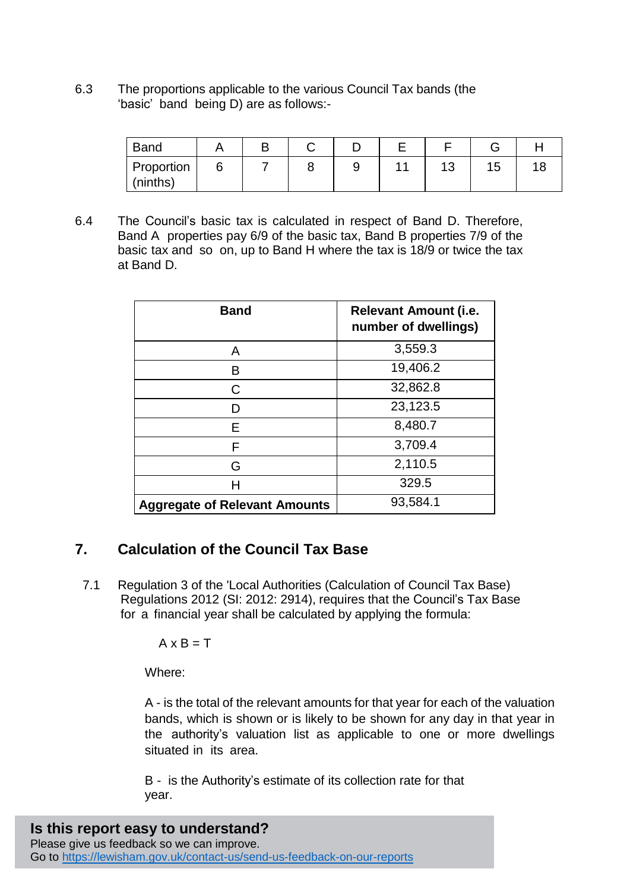6.3 The proportions applicable to the various Council Tax bands (the 'basic' band being D) are as follows:-

| Band | A | B | C | D | E | F | G | H |
|---|---|---|---|---|---|---|---|---|
| Proportion (ninths) | 6 | 7 | 8 | 9 | 11 | 13 | 15 | 18 |

6.4 The Council's basic tax is calculated in respect of Band D. Therefore, Band A properties pay 6/9 of the basic tax, Band B properties 7/9 of the basic tax and so on, up to Band H where the tax is 18/9 or twice the tax at Band D.

| **Band** | **Relevant Amount (i.e. number of dwellings)** |
|---|---|
| A | 3,559.3 |
| B | 19,406.2 |
| C | 32,862.8 |
| D | 23,123.5 |
| E | 8,480.7 |
| F | 3,709.4 |
| G | 2,110.5 |
| H | 329.5 |
| **Aggregate of Relevant Amounts** | 93,584.1 |

## 7. Calculation of the Council Tax Base

7.1 Regulation 3 of the 'Local Authorities (Calculation of Council Tax Base) Regulations 2012 (SI: 2012: 2914), requires that the Council's Tax Base for a financial year shall be calculated by applying the formula:

$A \times B = T$

Where:

A - is the total of the relevant amounts for that year for each of the valuation bands, which is shown or is likely to be shown for any day in that year in the authority's valuation list as applicable to one or more dwellings situated in its area.

B - is the Authority's estimate of its collection rate for that year.

**Is this report easy to understand?**
Please give us feedback so we can improve.
Go to https://lewisham.gov.uk/contact-us/send-us-feedback-on-our-reports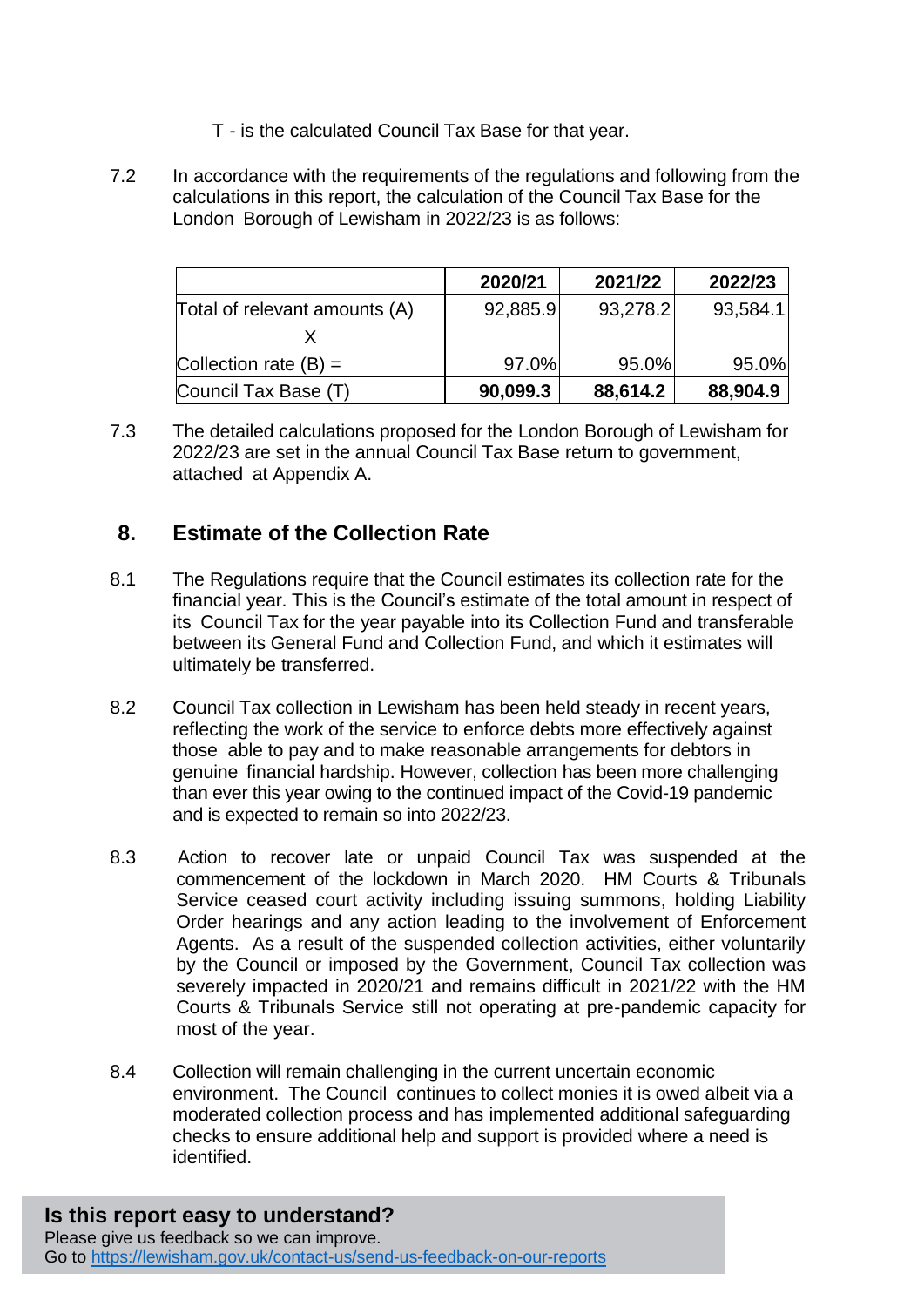T - is the calculated Council Tax Base for that year.

7.2 In accordance with the requirements of the regulations and following from the calculations in this report, the calculation of the Council Tax Base for the London Borough of Lewisham in 2022/23 is as follows:

| | 2020/21 | 2021/22 | 2022/23 |
|---|---|---|---|
| Total of relevant amounts (A) | 92,885.9 | 93,278.2 | 93,584.1 |
| X | | | |
| Collection rate (B) = | 97.0% | 95.0% | 95.0% |
| Council Tax Base (T) | **90,099.3** | **88,614.2** | **88,904.9** |

7.3 The detailed calculations proposed for the London Borough of Lewisham for 2022/23 are set in the annual Council Tax Base return to government, attached at Appendix A.

## 8. Estimate of the Collection Rate

8.1 The Regulations require that the Council estimates its collection rate for the financial year. This is the Council's estimate of the total amount in respect of its Council Tax for the year payable into its Collection Fund and transferable between its General Fund and Collection Fund, and which it estimates will ultimately be transferred.

8.2 Council Tax collection in Lewisham has been held steady in recent years, reflecting the work of the service to enforce debts more effectively against those able to pay and to make reasonable arrangements for debtors in genuine financial hardship. However, collection has been more challenging than ever this year owing to the continued impact of the Covid-19 pandemic and is expected to remain so into 2022/23.

8.3 Action to recover late or unpaid Council Tax was suspended at the commencement of the lockdown in March 2020. HM Courts & Tribunals Service ceased court activity including issuing summons, holding Liability Order hearings and any action leading to the involvement of Enforcement Agents. As a result of the suspended collection activities, either voluntarily by the Council or imposed by the Government, Council Tax collection was severely impacted in 2020/21 and remains difficult in 2021/22 with the HM Courts & Tribunals Service still not operating at pre-pandemic capacity for most of the year.

8.4 Collection will remain challenging in the current uncertain economic environment. The Council continues to collect monies it is owed albeit via a moderated collection process and has implemented additional safeguarding checks to ensure additional help and support is provided where a need is identified.

**Is this report easy to understand?**
Please give us feedback so we can improve.
Go to https://lewisham.gov.uk/contact-us/send-us-feedback-on-our-reports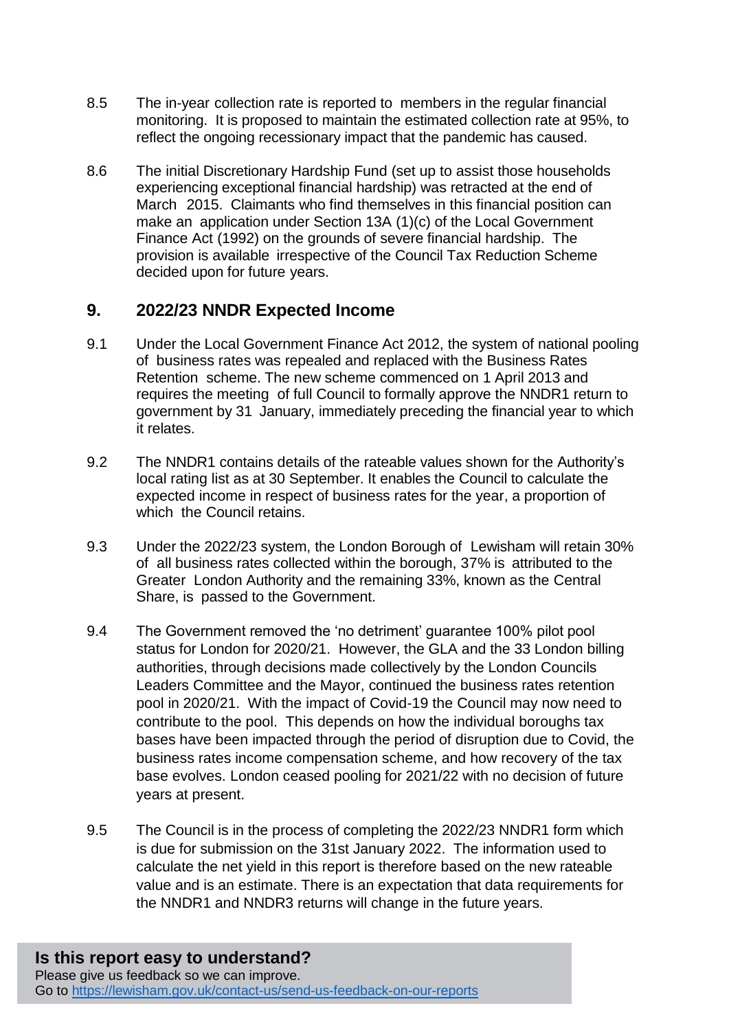8.5 The in-year collection rate is reported to members in the regular financial monitoring. It is proposed to maintain the estimated collection rate at 95%, to reflect the ongoing recessionary impact that the pandemic has caused.

8.6 The initial Discretionary Hardship Fund (set up to assist those households experiencing exceptional financial hardship) was retracted at the end of March 2015. Claimants who find themselves in this financial position can make an application under Section 13A (1)(c) of the Local Government Finance Act (1992) on the grounds of severe financial hardship. The provision is available irrespective of the Council Tax Reduction Scheme decided upon for future years.

## 9. 2022/23 NNDR Expected Income

9.1 Under the Local Government Finance Act 2012, the system of national pooling of business rates was repealed and replaced with the Business Rates Retention scheme. The new scheme commenced on 1 April 2013 and requires the meeting of full Council to formally approve the NNDR1 return to government by 31 January, immediately preceding the financial year to which it relates.

9.2 The NNDR1 contains details of the rateable values shown for the Authority's local rating list as at 30 September. It enables the Council to calculate the expected income in respect of business rates for the year, a proportion of which the Council retains.

9.3 Under the 2022/23 system, the London Borough of Lewisham will retain 30% of all business rates collected within the borough, 37% is attributed to the Greater London Authority and the remaining 33%, known as the Central Share, is passed to the Government.

9.4 The Government removed the 'no detriment' guarantee 100% pilot pool status for London for 2020/21. However, the GLA and the 33 London billing authorities, through decisions made collectively by the London Councils Leaders Committee and the Mayor, continued the business rates retention pool in 2020/21. With the impact of Covid-19 the Council may now need to contribute to the pool. This depends on how the individual boroughs tax bases have been impacted through the period of disruption due to Covid, the business rates income compensation scheme, and how recovery of the tax base evolves. London ceased pooling for 2021/22 with no decision of future years at present.

9.5 The Council is in the process of completing the 2022/23 NNDR1 form which is due for submission on the 31st January 2022. The information used to calculate the net yield in this report is therefore based on the new rateable value and is an estimate. There is an expectation that data requirements for the NNDR1 and NNDR3 returns will change in the future years.

**Is this report easy to understand?**
Please give us feedback so we can improve.
Go to https://lewisham.gov.uk/contact-us/send-us-feedback-on-our-reports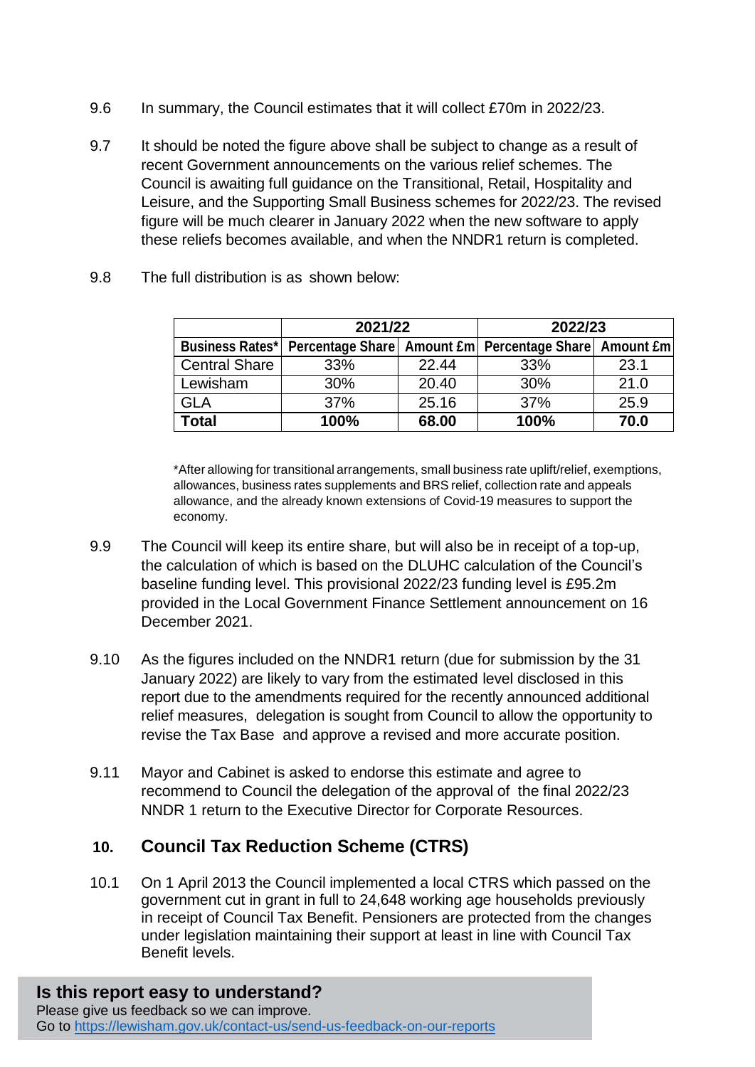9.6 In summary, the Council estimates that it will collect £70m in 2022/23.

9.7 It should be noted the figure above shall be subject to change as a result of recent Government announcements on the various relief schemes. The Council is awaiting full guidance on the Transitional, Retail, Hospitality and Leisure, and the Supporting Small Business schemes for 2022/23. The revised figure will be much clearer in January 2022 when the new software to apply these reliefs becomes available, and when the NNDR1 return is completed.

9.8 The full distribution is as shown below:

| | 2021/22 | | 2022/23 | |
|---|---|---|---|---|
| **Business Rates*** | **Percentage Share** | **Amount £m** | **Percentage Share** | **Amount £m** |
| Central Share | 33% | 22.44 | 33% | 23.1 |
| Lewisham | 30% | 20.40 | 30% | 21.0 |
| GLA | 37% | 25.16 | 37% | 25.9 |
| **Total** | **100%** | **68.00** | **100%** | **70.0** |

*After allowing for transitional arrangements, small business rate uplift/relief, exemptions, allowances, business rates supplements and BRS relief, collection rate and appeals allowance, and the already known extensions of Covid-19 measures to support the economy.

9.9 The Council will keep its entire share, but will also be in receipt of a top-up, the calculation of which is based on the DLUHC calculation of the Council's baseline funding level. This provisional 2022/23 funding level is £95.2m provided in the Local Government Finance Settlement announcement on 16 December 2021.

9.10 As the figures included on the NNDR1 return (due for submission by the 31 January 2022) are likely to vary from the estimated level disclosed in this report due to the amendments required for the recently announced additional relief measures, delegation is sought from Council to allow the opportunity to revise the Tax Base and approve a revised and more accurate position.

9.11 Mayor and Cabinet is asked to endorse this estimate and agree to recommend to Council the delegation of the approval of the final 2022/23 NNDR 1 return to the Executive Director for Corporate Resources.

## 10. Council Tax Reduction Scheme (CTRS)

10.1 On 1 April 2013 the Council implemented a local CTRS which passed on the government cut in grant in full to 24,648 working age households previously in receipt of Council Tax Benefit. Pensioners are protected from the changes under legislation maintaining their support at least in line with Council Tax Benefit levels.

**Is this report easy to understand?**
Please give us feedback so we can improve.
Go to https://lewisham.gov.uk/contact-us/send-us-feedback-on-our-reports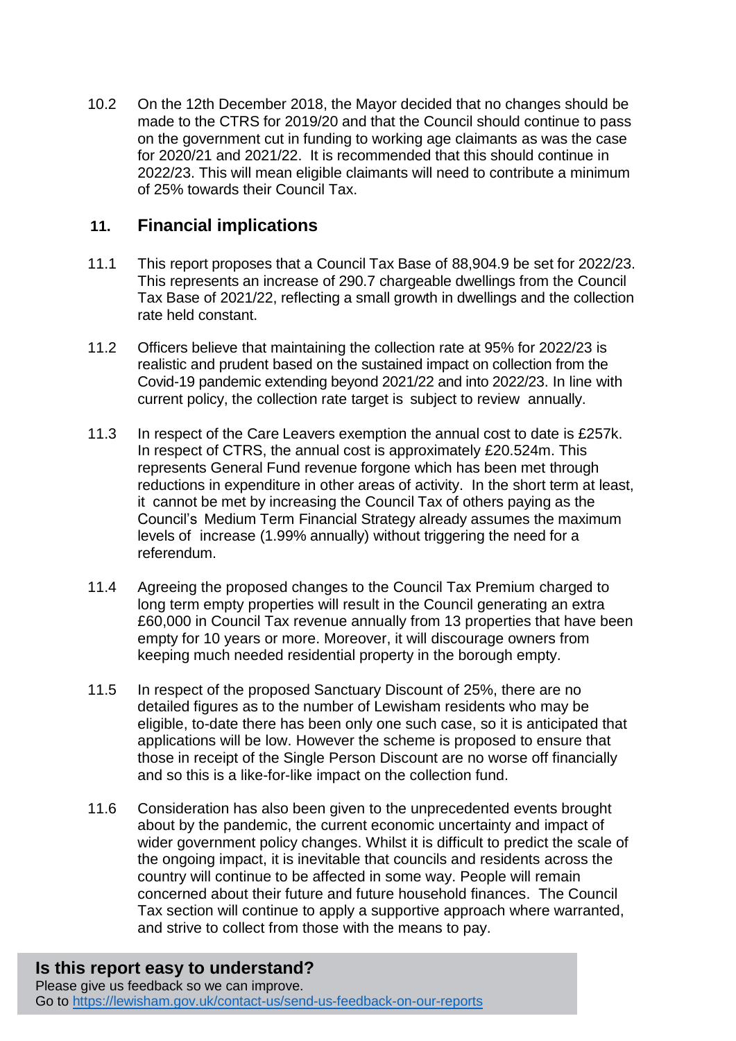10.2 On the 12th December 2018, the Mayor decided that no changes should be made to the CTRS for 2019/20 and that the Council should continue to pass on the government cut in funding to working age claimants as was the case for 2020/21 and 2021/22. It is recommended that this should continue in 2022/23. This will mean eligible claimants will need to contribute a minimum of 25% towards their Council Tax.

## 11. Financial implications

11.1 This report proposes that a Council Tax Base of 88,904.9 be set for 2022/23. This represents an increase of 290.7 chargeable dwellings from the Council Tax Base of 2021/22, reflecting a small growth in dwellings and the collection rate held constant.

11.2 Officers believe that maintaining the collection rate at 95% for 2022/23 is realistic and prudent based on the sustained impact on collection from the Covid-19 pandemic extending beyond 2021/22 and into 2022/23. In line with current policy, the collection rate target is subject to review annually.

11.3 In respect of the Care Leavers exemption the annual cost to date is £257k. In respect of CTRS, the annual cost is approximately £20.524m. This represents General Fund revenue forgone which has been met through reductions in expenditure in other areas of activity. In the short term at least, it cannot be met by increasing the Council Tax of others paying as the Council's Medium Term Financial Strategy already assumes the maximum levels of increase (1.99% annually) without triggering the need for a referendum.

11.4 Agreeing the proposed changes to the Council Tax Premium charged to long term empty properties will result in the Council generating an extra £60,000 in Council Tax revenue annually from 13 properties that have been empty for 10 years or more. Moreover, it will discourage owners from keeping much needed residential property in the borough empty.

11.5 In respect of the proposed Sanctuary Discount of 25%, there are no detailed figures as to the number of Lewisham residents who may be eligible, to-date there has been only one such case, so it is anticipated that applications will be low. However the scheme is proposed to ensure that those in receipt of the Single Person Discount are no worse off financially and so this is a like-for-like impact on the collection fund.

11.6 Consideration has also been given to the unprecedented events brought about by the pandemic, the current economic uncertainty and impact of wider government policy changes. Whilst it is difficult to predict the scale of the ongoing impact, it is inevitable that councils and residents across the country will continue to be affected in some way. People will remain concerned about their future and future household finances. The Council Tax section will continue to apply a supportive approach where warranted, and strive to collect from those with the means to pay.

**Is this report easy to understand?**
Please give us feedback so we can improve.
Go to https://lewisham.gov.uk/contact-us/send-us-feedback-on-our-reports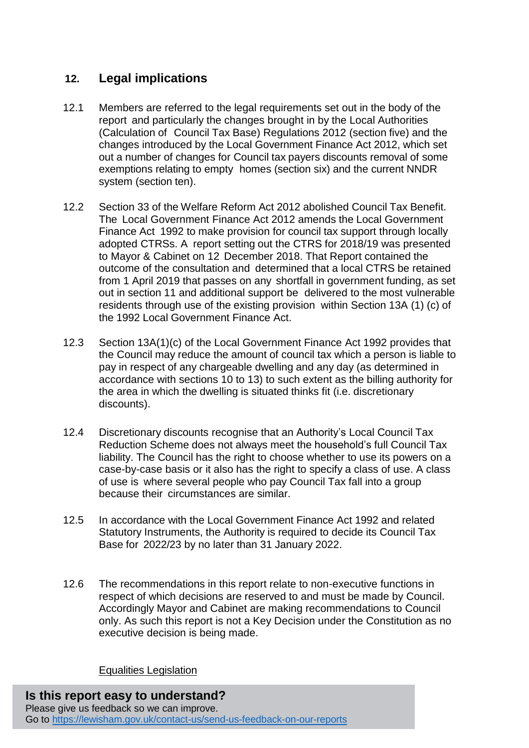## 12. Legal implications

12.1 Members are referred to the legal requirements set out in the body of the report and particularly the changes brought in by the Local Authorities (Calculation of Council Tax Base) Regulations 2012 (section five) and the changes introduced by the Local Government Finance Act 2012, which set out a number of changes for Council tax payers discounts removal of some exemptions relating to empty homes (section six) and the current NNDR system (section ten).

12.2 Section 33 of the Welfare Reform Act 2012 abolished Council Tax Benefit. The Local Government Finance Act 2012 amends the Local Government Finance Act 1992 to make provision for council tax support through locally adopted CTRSs. A report setting out the CTRS for 2018/19 was presented to Mayor & Cabinet on 12 December 2018. That Report contained the outcome of the consultation and determined that a local CTRS be retained from 1 April 2019 that passes on any shortfall in government funding, as set out in section 11 and additional support be delivered to the most vulnerable residents through use of the existing provision within Section 13A (1) (c) of the 1992 Local Government Finance Act.

12.3 Section 13A(1)(c) of the Local Government Finance Act 1992 provides that the Council may reduce the amount of council tax which a person is liable to pay in respect of any chargeable dwelling and any day (as determined in accordance with sections 10 to 13) to such extent as the billing authority for the area in which the dwelling is situated thinks fit (i.e. discretionary discounts).

12.4 Discretionary discounts recognise that an Authority's Local Council Tax Reduction Scheme does not always meet the household's full Council Tax liability. The Council has the right to choose whether to use its powers on a case-by-case basis or it also has the right to specify a class of use. A class of use is where several people who pay Council Tax fall into a group because their circumstances are similar.

12.5 In accordance with the Local Government Finance Act 1992 and related Statutory Instruments, the Authority is required to decide its Council Tax Base for 2022/23 by no later than 31 January 2022.

12.6 The recommendations in this report relate to non-executive functions in respect of which decisions are reserved to and must be made by Council. Accordingly Mayor and Cabinet are making recommendations to Council only. As such this report is not a Key Decision under the Constitution as no executive decision is being made.

Equalities Legislation

**Is this report easy to understand?**
Please give us feedback so we can improve.
Go to https://lewisham.gov.uk/contact-us/send-us-feedback-on-our-reports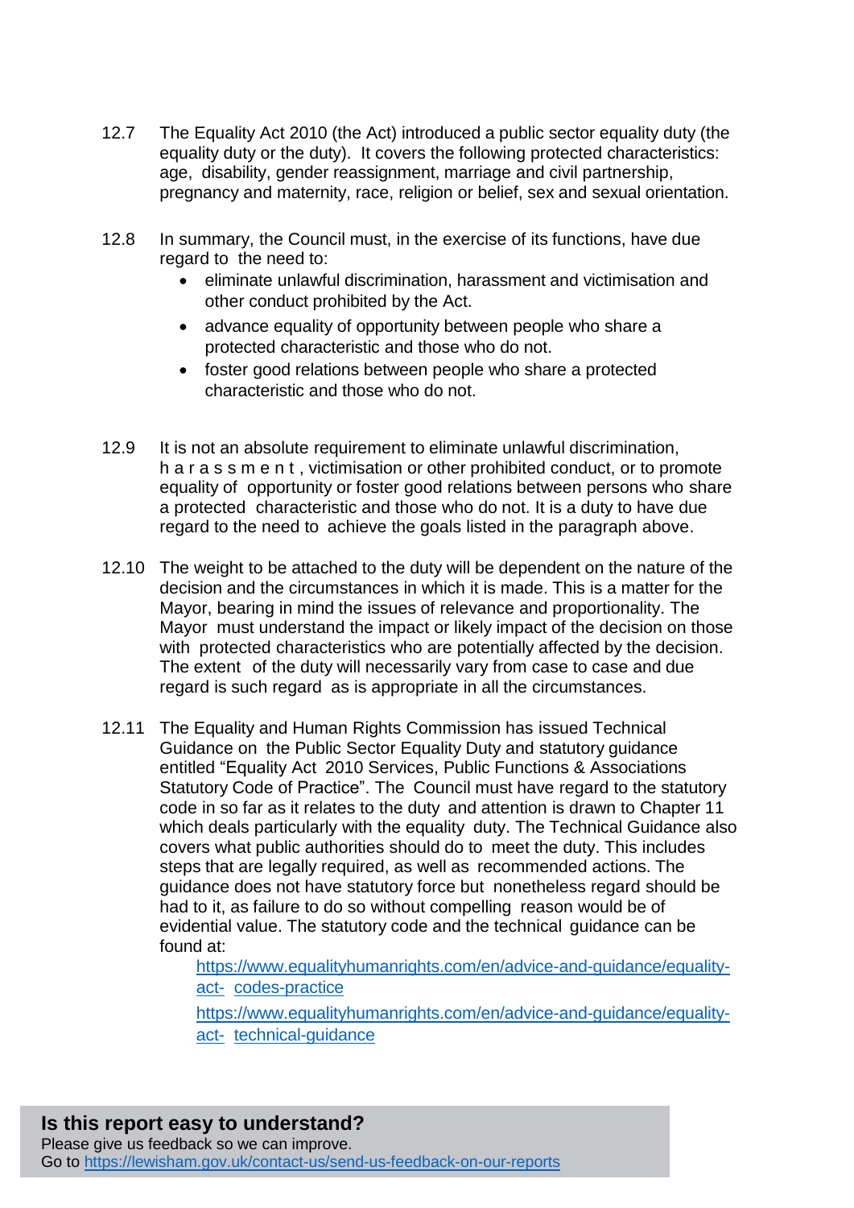12.7 The Equality Act 2010 (the Act) introduced a public sector equality duty (the equality duty or the duty). It covers the following protected characteristics: age, disability, gender reassignment, marriage and civil partnership, pregnancy and maternity, race, religion or belief, sex and sexual orientation.

12.8 In summary, the Council must, in the exercise of its functions, have due regard to the need to:

- eliminate unlawful discrimination, harassment and victimisation and other conduct prohibited by the Act.
- advance equality of opportunity between people who share a protected characteristic and those who do not.
- foster good relations between people who share a protected characteristic and those who do not.

12.9 It is not an absolute requirement to eliminate unlawful discrimination, harassment, victimisation or other prohibited conduct, or to promote equality of opportunity or foster good relations between persons who share a protected characteristic and those who do not. It is a duty to have due regard to the need to achieve the goals listed in the paragraph above.

12.10 The weight to be attached to the duty will be dependent on the nature of the decision and the circumstances in which it is made. This is a matter for the Mayor, bearing in mind the issues of relevance and proportionality. The Mayor must understand the impact or likely impact of the decision on those with protected characteristics who are potentially affected by the decision. The extent of the duty will necessarily vary from case to case and due regard is such regard as is appropriate in all the circumstances.

12.11 The Equality and Human Rights Commission has issued Technical Guidance on the Public Sector Equality Duty and statutory guidance entitled "Equality Act 2010 Services, Public Functions & Associations Statutory Code of Practice". The Council must have regard to the statutory code in so far as it relates to the duty and attention is drawn to Chapter 11 which deals particularly with the equality duty. The Technical Guidance also covers what public authorities should do to meet the duty. This includes steps that are legally required, as well as recommended actions. The guidance does not have statutory force but nonetheless regard should be had to it, as failure to do so without compelling reason would be of evidential value. The statutory code and the technical guidance can be found at:

https://www.equalityhumanrights.com/en/advice-and-guidance/equality-act- codes-practice

https://www.equalityhumanrights.com/en/advice-and-guidance/equality-act- technical-guidance

**Is this report easy to understand?**
Please give us feedback so we can improve.
Go to https://lewisham.gov.uk/contact-us/send-us-feedback-on-our-reports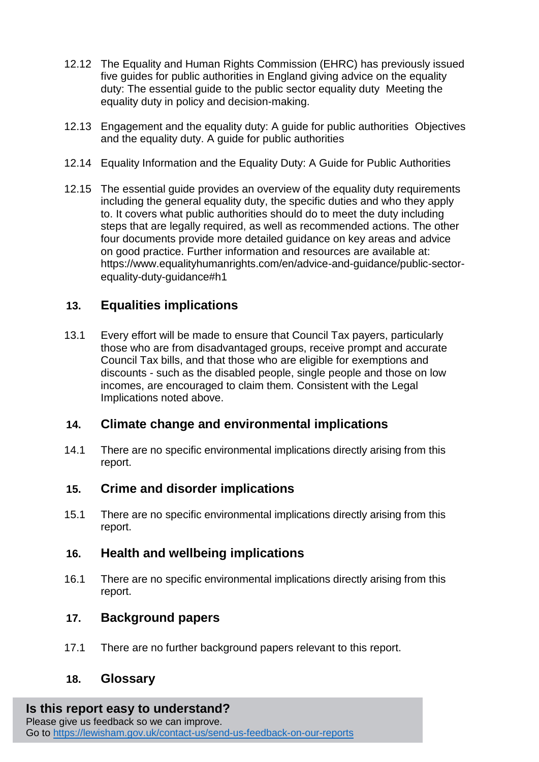12.12 The Equality and Human Rights Commission (EHRC) has previously issued five guides for public authorities in England giving advice on the equality duty: The essential guide to the public sector equality duty Meeting the equality duty in policy and decision-making.

12.13 Engagement and the equality duty: A guide for public authorities Objectives and the equality duty. A guide for public authorities

12.14 Equality Information and the Equality Duty: A Guide for Public Authorities

12.15 The essential guide provides an overview of the equality duty requirements including the general equality duty, the specific duties and who they apply to. It covers what public authorities should do to meet the duty including steps that are legally required, as well as recommended actions. The other four documents provide more detailed guidance on key areas and advice on good practice. Further information and resources are available at: https://www.equalityhumanrights.com/en/advice-and-guidance/public-sector-equality-duty-guidance#h1

## 13. Equalities implications

13.1 Every effort will be made to ensure that Council Tax payers, particularly those who are from disadvantaged groups, receive prompt and accurate Council Tax bills, and that those who are eligible for exemptions and discounts - such as the disabled people, single people and those on low incomes, are encouraged to claim them. Consistent with the Legal Implications noted above.

## 14. Climate change and environmental implications

14.1 There are no specific environmental implications directly arising from this report.

## 15. Crime and disorder implications

15.1 There are no specific environmental implications directly arising from this report.

## 16. Health and wellbeing implications

16.1 There are no specific environmental implications directly arising from this report.

## 17. Background papers

17.1 There are no further background papers relevant to this report.

## 18. Glossary

**Is this report easy to understand?**

Please give us feedback so we can improve.
Go to https://lewisham.gov.uk/contact-us/send-us-feedback-on-our-reports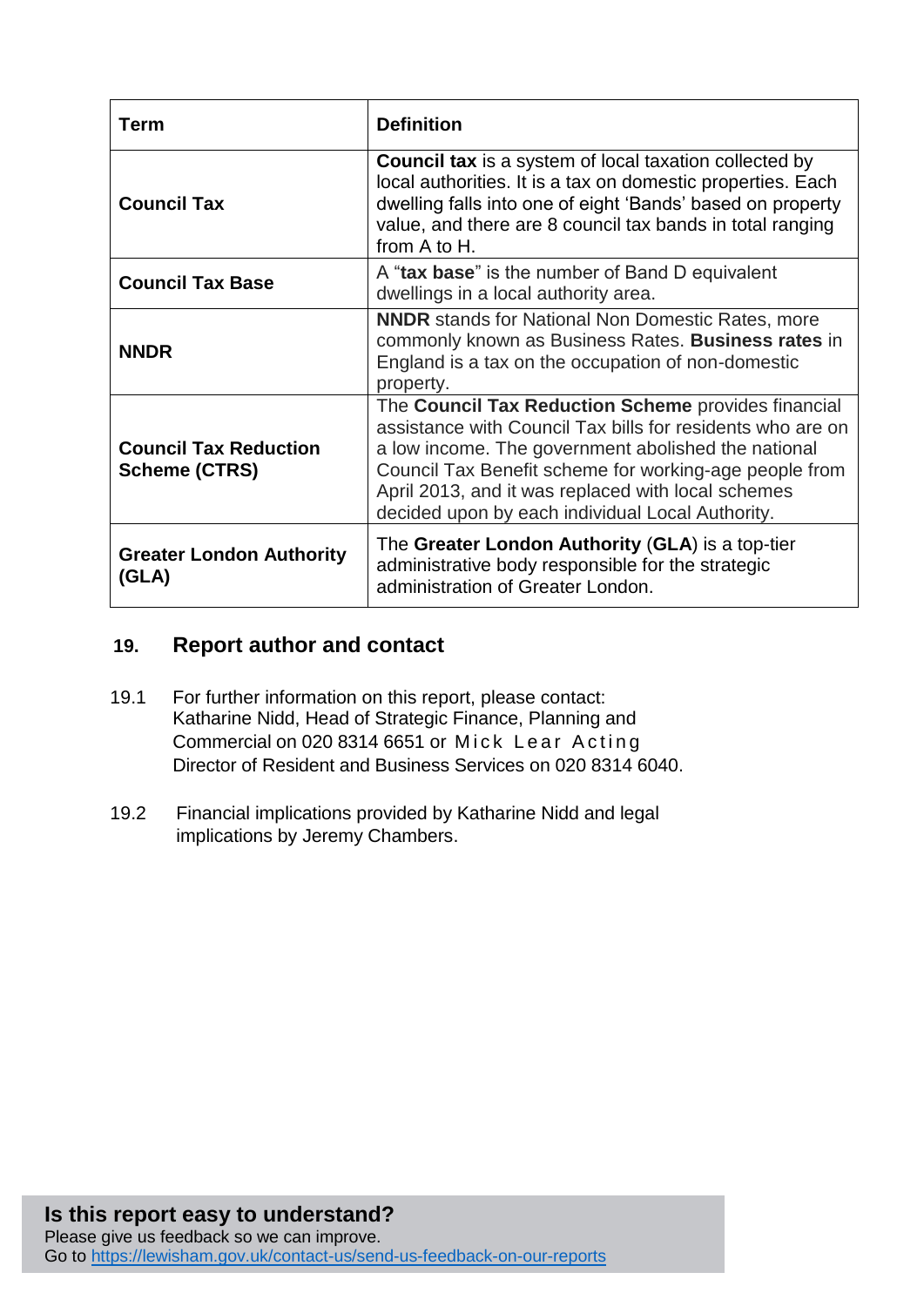| Term | Definition |
|---|---|
| **Council Tax** | **Council tax** is a system of local taxation collected by local authorities. It is a tax on domestic properties. Each dwelling falls into one of eight 'Bands' based on property value, and there are 8 council tax bands in total ranging from A to H. |
| **Council Tax Base** | A "**tax base**" is the number of Band D equivalent dwellings in a local authority area. |
| **NNDR** | **NNDR** stands for National Non Domestic Rates, more commonly known as Business Rates. **Business rates** in England is a tax on the occupation of non-domestic property. |
| **Council Tax Reduction Scheme (CTRS)** | The **Council Tax Reduction Scheme** provides financial assistance with Council Tax bills for residents who are on a low income. The government abolished the national Council Tax Benefit scheme for working-age people from April 2013, and it was replaced with local schemes decided upon by each individual Local Authority. |
| **Greater London Authority (GLA)** | The **Greater London Authority** (**GLA**) is a top-tier administrative body responsible for the strategic administration of Greater London. |

## 19. Report author and contact

19.1 For further information on this report, please contact: Katharine Nidd, Head of Strategic Finance, Planning and Commercial on 020 8314 6651 or Mick Lear Acting Director of Resident and Business Services on 020 8314 6040.

19.2 Financial implications provided by Katharine Nidd and legal implications by Jeremy Chambers.

**Is this report easy to understand?**
Please give us feedback so we can improve.
Go to https://lewisham.gov.uk/contact-us/send-us-feedback-on-our-reports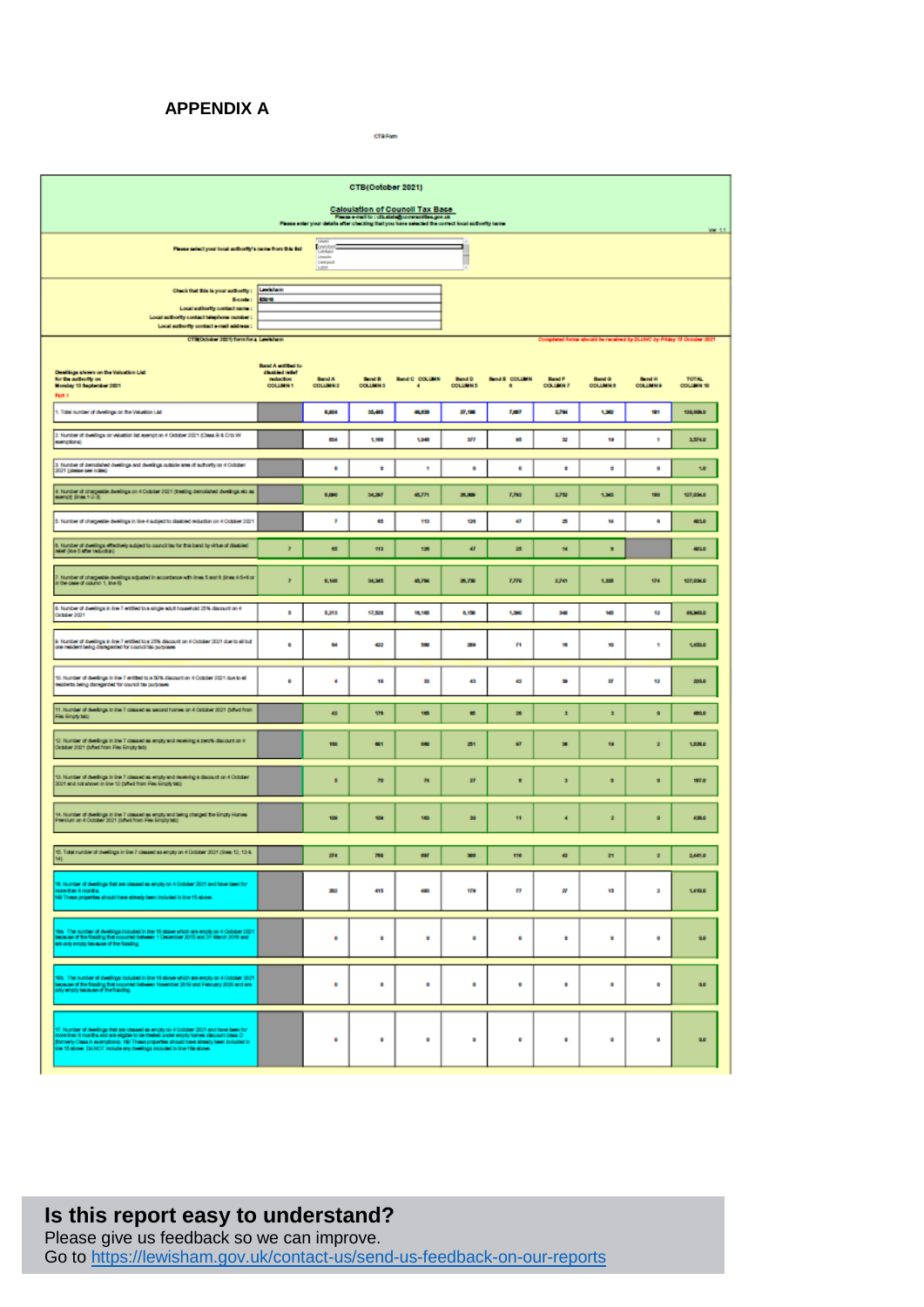**APPENDIX A**

CTB Form

**CTB(October 2021)**

**Calculation of Council Tax Base**

Please e-mail to : ctb.stats@communities.gov.uk

Please enter your details after checking that you have selected the correct local authority name

Ver 1.1

Please select your local authority's name from this list

Check that this is your authority : Lewisham

E-code : E5018

Local authority contact name :

Local authority contact telephone number :

Local authority contact e-mail address :

CTB(October 2021) form for : Lewisham

Completed forms should be received by DLUHC by Friday 15 October 2021

| Dwellings shown on the Valuation List for the authority on Monday 13 September 2021<br>Part 1 | Band A entitled to disabled relief reduction COLUMN 1 | Band A COLUMN 2 | Band B COLUMN 3 | Band C COLUMN 4 | Band D COLUMN 5 | Band E COLUMN 6 | Band F COLUMN 7 | Band G COLUMN 8 | Band H COLUMN 9 | TOTAL COLUMN 10 |
|---|---|---|---|---|---|---|---|---|---|---|
| 1. Total number of dwellings on the Valuation List | | 8,924 | 35,465 | 46,840 | 27,186 | 7,887 | 2,784 | 1,362 | 181 | 130,629.0 |
| 2. Number of dwellings on valuation list exempt on 4 October 2021 (Class B & D to W exemptions) | | 834 | 1,168 | 1,068 | 277 | 95 | 32 | 19 | 1 | 3,494.0 |
| 3. Number of demolished dwellings and dwellings outside area of authority on 4 October 2021 (please see notes) | | 0 | 0 | 1 | 0 | 0 | 0 | 0 | 0 | 1.0 |
| 4. Number of chargeable dwellings on 4 October 2021 (treating demolished dwellings etc as exempt) (lines 1-2-3) | | 8,090 | 34,297 | 45,771 | 26,909 | 7,792 | 2,752 | 1,343 | 180 | 127,134.0 |
| 5. Number of chargeable dwellings in line 4 subject to disabled reduction on 4 October 2021 | | 7 | 65 | 113 | 126 | 47 | 25 | 14 | 6 | 403.0 |
| 6. Number of dwellings effectively subject to council tax for this band by virtue of disabled relief (line 5 after reduction) | 7 | 65 | 113 | 126 | 47 | 25 | 14 | 6 | | 403.0 |
| 7. Number of chargeable dwellings adjusted in accordance with lines 5 and 6 (lines 4-5+6 or in the case of column 1, line 6) | 7 | 8,148 | 34,345 | 45,784 | 26,830 | 7,770 | 2,741 | 1,335 | 174 | 127,134.0 |
| 8. Number of dwellings in line 7 entitled to a single adult household 25% discount on 4 October 2021 | 3 | 3,213 | 17,328 | 18,165 | 6,158 | 1,390 | 340 | 145 | 12 | 46,754.0 |
| 9. Number of dwellings in line 7 entitled to a 25% discount on 4 October 2021 due to all but one resident being disregarded for council tax purposes | 0 | 84 | 422 | 590 | 289 | 71 | 16 | 10 | 1 | 1,483.0 |
| 10. Number of dwellings in line 7 entitled to a 50% discount on 4 October 2021 due to all residents being disregarded for council tax purposes | 0 | 4 | 18 | 33 | 43 | 42 | 39 | 37 | 12 | 228.0 |
| 11. Number of dwellings in line 7 classed as second homes on 4 October 2021 (b/fwd from Flex Empty tab) | | 42 | 176 | 165 | 65 | 26 | 3 | 3 | 0 | 480.0 |
| 12. Number of dwellings in line 7 classed as empty and receiving a zero% discount on 4 October 2021 (b/fwd from Flex Empty tab) | | 160 | 601 | 660 | 251 | 97 | 36 | 19 | 2 | 1,826.0 |
| 13. Number of dwellings in line 7 classed as empty and receiving a discount on 4 October 2021 and not shown in line 12 (b/fwd from Flex Empty tab) | | 5 | 79 | 74 | 27 | 8 | 3 | 0 | 0 | 196.0 |
| 14. Number of dwellings in line 7 classed as empty and being charged the Empty Homes Premium on 4 October 2021 (b/fwd from Flex Empty tab) | | 109 | 109 | 163 | 30 | 11 | 4 | 2 | 0 | 428.0 |
| 15. Total number of dwellings in line 7 classed as empty on 4 October 2021 (lines 12, 13 & 14) | | 274 | 789 | 897 | 308 | 116 | 43 | 21 | 2 | 2,450.0 |
| 16. Number of dwellings that are classed as empty on 4 October 2021 and have been for more than 6 months. NB These properties should have already been included in line 15 above. | | 202 | 415 | 493 | 179 | 77 | 27 | 15 | 2 | 1,410.0 |
| 16a. The number of dwellings included in line 16 above which are empty on 4 October 2021 because of the flooding that occurred between 1 December 2015 and 31 March 2016 and are only empty because of the flooding | | 0 | 0 | 0 | 0 | 0 | 0 | 0 | 0 | 0.0 |
| 16b. The number of dwellings included in line 16 above which are empty on 4 October 2021 because of the flooding that occurred between November 2019 and February 2020 and are only empty because of the flooding | | 0 | 0 | 0 | 0 | 0 | 0 | 0 | 0 | 0.0 |
| 17. Number of dwellings that are classed as empty on 4 October 2021 and have been for more than 6 months and are eligible to be treated under empty homes discount class D (formerly Class A exemptions). NB These properties should have already been included in line 15 above. Do NOT include any dwellings included in line 16a above. | | 0 | 0 | 0 | 0 | 0 | 0 | 0 | 0 | 0.0 |

**Is this report easy to understand?**

Please give us feedback so we can improve.

Go to https://lewisham.gov.uk/contact-us/send-us-feedback-on-our-reports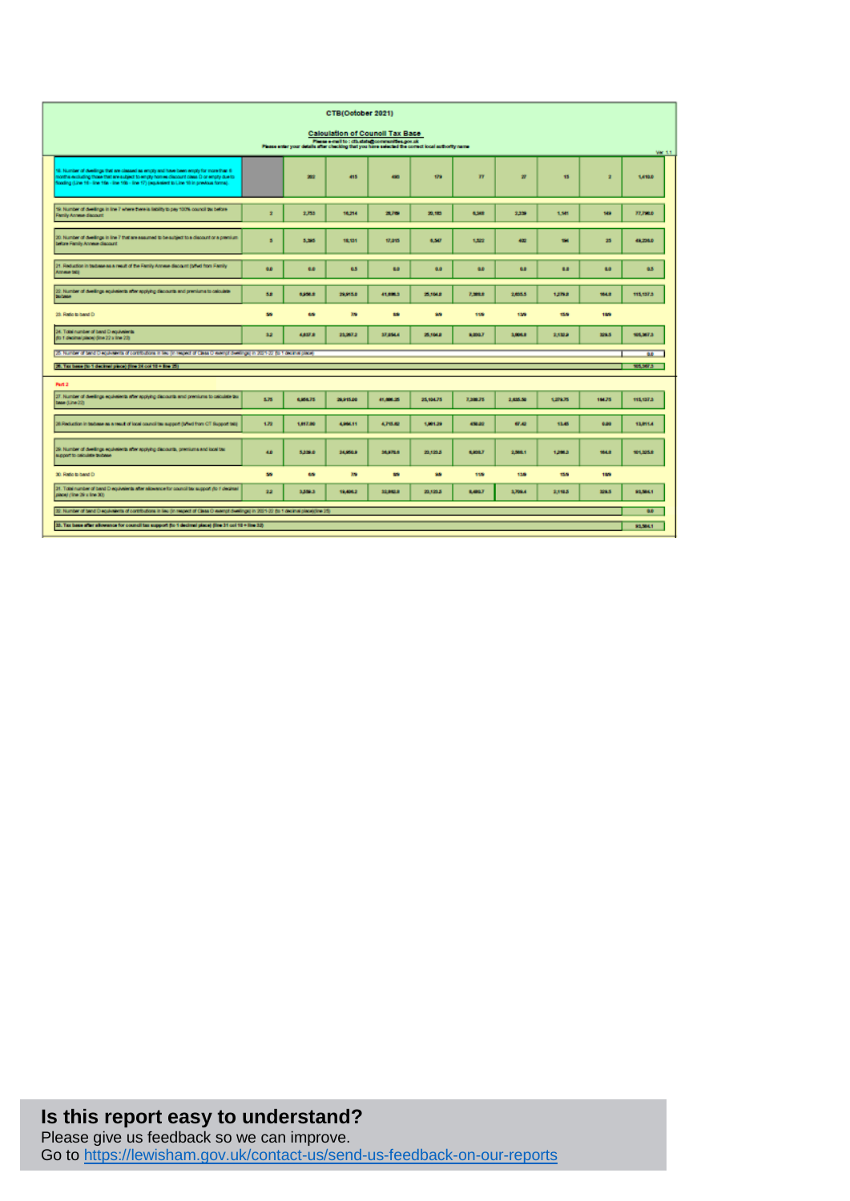**CTB(October 2021)**

**Calculation of Council Tax Base**

Please e-mail to : ctb.data@communities.gov.uk

Please enter your details after checking that you have selected the correct local authority name

Ver 1.1

| | | | | | | | | | | |
|---|---|---|---|---|---|---|---|---|---|---|
| 18. Number of dwellings that are classed as empty and have been empty for more than 6 months excluding those that are subject to empty homes discount class D or empty due to flooding (Line 16 - line 16a - line 16b - line 17) (equivalent to Line 18 in previous forms) | | 302 | 415 | 400 | 179 | 77 | 27 | 15 | 2 | 1,418.0 |
| 19. Number of dwellings in line 7 where there is liability to pay 100% council tax before Family Annexe discount | 2 | 2,753 | 18,214 | 28,769 | 20,183 | 6,348 | 2,239 | 1,141 | 149 | 77,798.0 |
| 20. Number of dwellings in line 7 that are assumed to be subject to a discount or a premium before Family Annexe discount | 5 | 5,385 | 18,131 | 17,015 | 6,547 | 1,522 | 402 | 194 | 25 | 49,239.0 |
| 21. Reduction in taxbase as a result of the Family Annexe discount (b/fwd from Family Annexe tab) | 0.0 | 0.0 | 0.0 | 0.0 | 0.0 | 0.0 | 0.0 | 0.0 | 0.0 | 0.0 |
| 22. Number of dwellings equivalents after applying discounts and premiums to calculate taxbase | 5.0 | 8,958.0 | 29,915.0 | 41,698.3 | 25,104.0 | 7,380.8 | 2,633.3 | 1,279.0 | 164.8 | 115,137.3 |
| 23. Ratio to band D | 5/9 | 6/9 | 7/9 | 8/9 | 9/9 | 11/9 | 13/9 | 15/9 | 18/9 | |
| 24. Total number of band D equivalents (to 1 decimal place) (line 22 x line 23) | 3.2 | 4,837.9 | 23,267.2 | 37,054.4 | 25,104.0 | 9,020.7 | 3,800.8 | 2,132.0 | 329.5 | 105,367.3 |
| 25. Number of band D equivalents of contributions in lieu (in respect of Class O exempt dwellings) in 2021-22 (to 1 decimal place) | | | | | | | | | | 0.0 |
| **26. Tax base (to 1 decimal place) (line 24 col 10 + line 25)** | | | | | | | | | | 105,367.3 |
| **Part 2** | | | | | | | | | | |
| 27. Number of dwellings equivalents after applying discounts and premiums to calculate tax base (Line 22) | 5.75 | 6,956.75 | 29,915.00 | 41,696.25 | 25,104.75 | 7,380.75 | 2,635.50 | 1,279.75 | 164.75 | 115,137.3 |
| 28. Reduction in taxbase as a result of local council tax support (b/fwd from CT Support tab) | 1.72 | 1,617.00 | 4,964.11 | 4,715.62 | 1,981.29 | 450.02 | 67.42 | 13.45 | 0.00 | 13,811.4 |
| 29. Number of dwellings equivalents after applying discounts, premiums and local tax support to calculate taxbase | 4.0 | 5,339.0 | 24,950.9 | 36,978.6 | 23,123.5 | 6,930.7 | 2,568.1 | 1,266.3 | 164.8 | 101,325.9 |
| 30. Ratio to band D | 5/9 | 6/9 | 7/9 | 8/9 | 9/9 | 11/9 | 13/9 | 15/9 | 18/9 | |
| 31. Total number of band D equivalents after allowance for council tax support (to 1 decimal place) (line 29 x line 30) | 2.2 | 3,559.3 | 19,406.2 | 32,892.0 | 23,123.5 | 8,470.7 | 3,709.4 | 2,110.5 | 329.5 | 93,594.1 |
| 32. Number of band D equivalents of contributions in lieu (in respect of Class O exempt dwellings) in 2021-22 (to 1 decimal place)(line 25) | | | | | | | | | | 0.0 |
| **33. Tax base after allowance for council tax support (to 1 decimal place) (line 31 col 10 + line 32)** | | | | | | | | | | 93,594.1 |

## Is this report easy to understand?

Please give us feedback so we can improve.

Go to https://lewisham.gov.uk/contact-us/send-us-feedback-on-our-reports